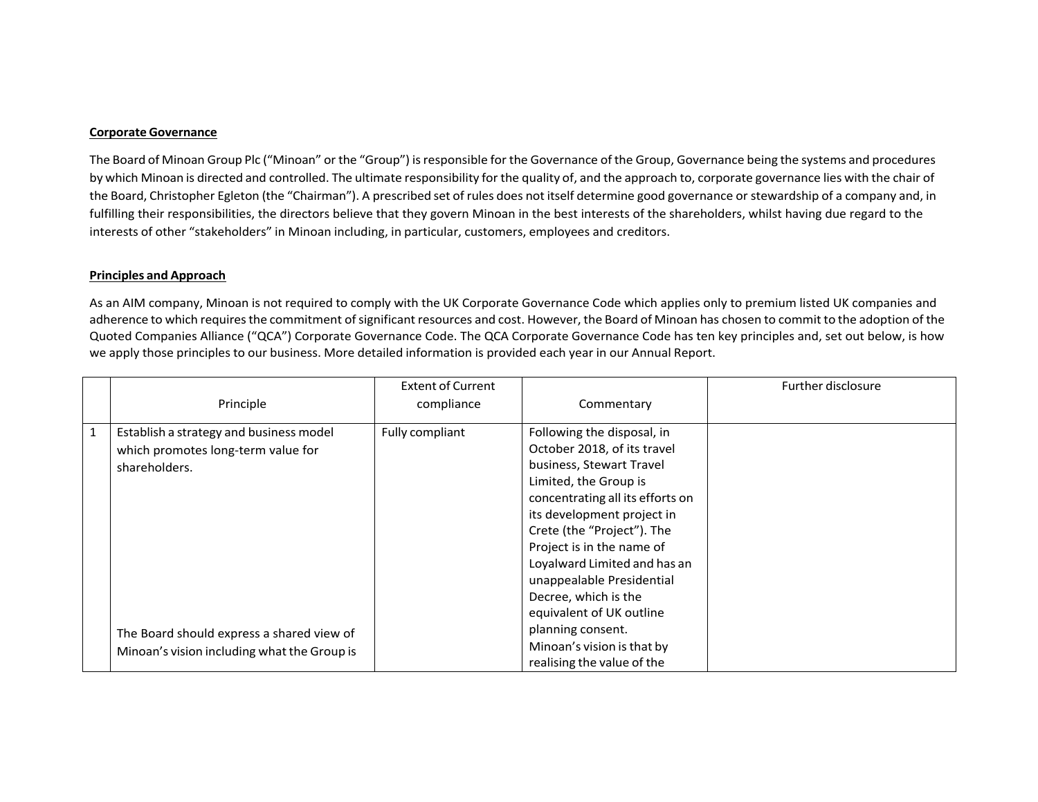**Corporate Governance**

The Board of Minoan Group Plc ("Minoan" or the "Group") is responsible for the Governance of the Group, Governance being the systems and procedures by which Minoan is directed and controlled. The ultimate responsibility for the quality of, and the approach to, corporate governance lies with the chair of the Board, Christopher Egleton (the "Chairman"). A prescribed set of rules does not itself determine good governance or stewardship of a company and, in fulfilling their responsibilities, the directors believe that they govern Minoan in the best interests of the shareholders, whilst having due regard to the interests of other "stakeholders" in Minoan including, in particular, customers, employees and creditors.

**Principles and Approach**

As an AIM company, Minoan is not required to comply with the UK Corporate Governance Code which applies only to premium listed UK companies and adherence to which requires the commitment of significant resources and cost. However, the Board of Minoan has chosen to commit to the adoption of the Quoted Companies Alliance ("QCA") Corporate Governance Code. The QCA Corporate Governance Code has ten key principles and, set out below, is how we apply those principles to our business. More detailed information is provided each year in our Annual Report.

| | Principle | Extent of Current compliance | Commentary | Further disclosure |
|---|---|---|---|---|
| 1 | Establish a strategy and business model which promotes long-term value for shareholders.<br><br>The Board should express a shared view of Minoan's vision including what the Group is | Fully compliant | Following the disposal, in October 2018, of its travel business, Stewart Travel Limited, the Group is concentrating all its efforts on its development project in Crete (the "Project"). The Project is in the name of Loyalward Limited and has an unappealable Presidential Decree, which is the equivalent of UK outline planning consent.<br>Minoan's vision is that by realising the value of the | |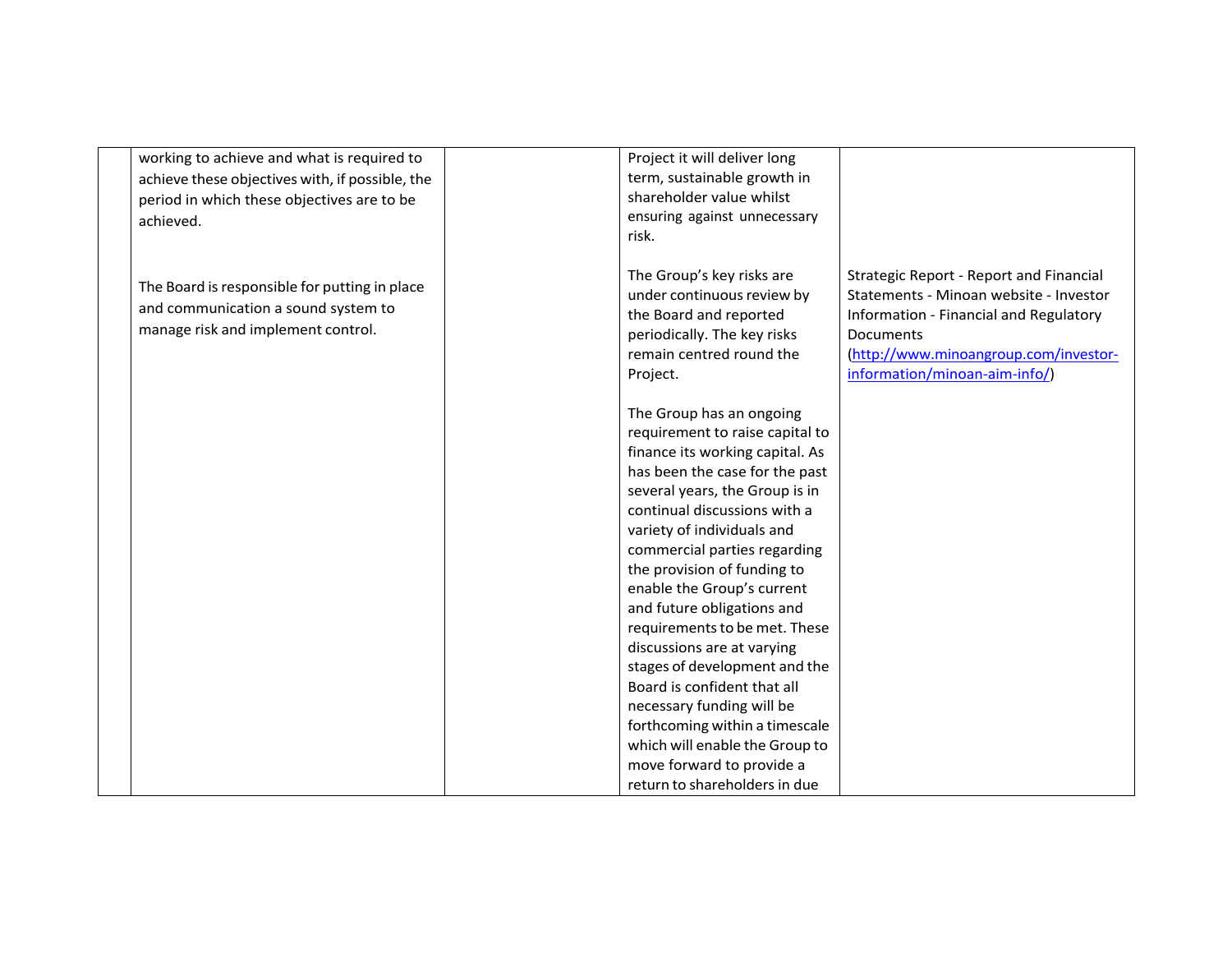| | | | | |
|---|---|---|---|---|
| | working to achieve and what is required to achieve these objectives with, if possible, the period in which these objectives are to be achieved.<br><br>The Board is responsible for putting in place and communication a sound system to manage risk and implement control. | | Project it will deliver long term, sustainable growth in shareholder value whilst ensuring against unnecessary risk.<br><br>The Group's key risks are under continuous review by the Board and reported periodically. The key risks remain centred round the Project.<br><br>The Group has an ongoing requirement to raise capital to finance its working capital. As has been the case for the past several years, the Group is in continual discussions with a variety of individuals and commercial parties regarding the provision of funding to enable the Group's current and future obligations and requirements to be met. These discussions are at varying stages of development and the Board is confident that all necessary funding will be forthcoming within a timescale which will enable the Group to move forward to provide a return to shareholders in due | Strategic Report - Report and Financial Statements - Minoan website - Investor Information - Financial and Regulatory Documents (http://www.minoangroup.com/investor-information/minoan-aim-info/) |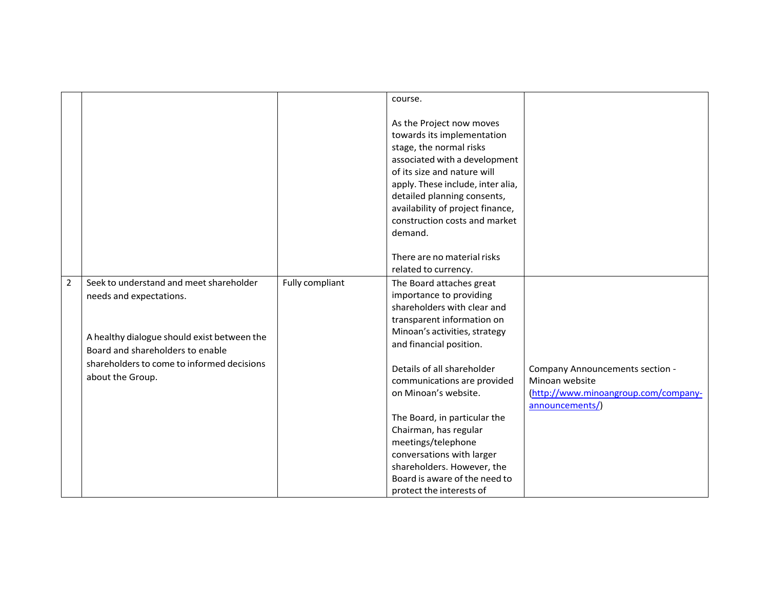| | | | | |
|---|---|---|---|---|
| | | | course.<br><br>As the Project now moves towards its implementation stage, the normal risks associated with a development of its size and nature will apply. These include, inter alia, detailed planning consents, availability of project finance, construction costs and market demand.<br><br>There are no material risks related to currency. | |
| 2 | Seek to understand and meet shareholder needs and expectations.<br><br>A healthy dialogue should exist between the Board and shareholders to enable shareholders to come to informed decisions about the Group. | Fully compliant | The Board attaches great importance to providing shareholders with clear and transparent information on Minoan's activities, strategy and financial position.<br><br>Details of all shareholder communications are provided on Minoan's website.<br><br>The Board, in particular the Chairman, has regular meetings/telephone conversations with larger shareholders. However, the Board is aware of the need to protect the interests of | Company Announcements section - Minoan website (http://www.minoangroup.com/company-announcements/) |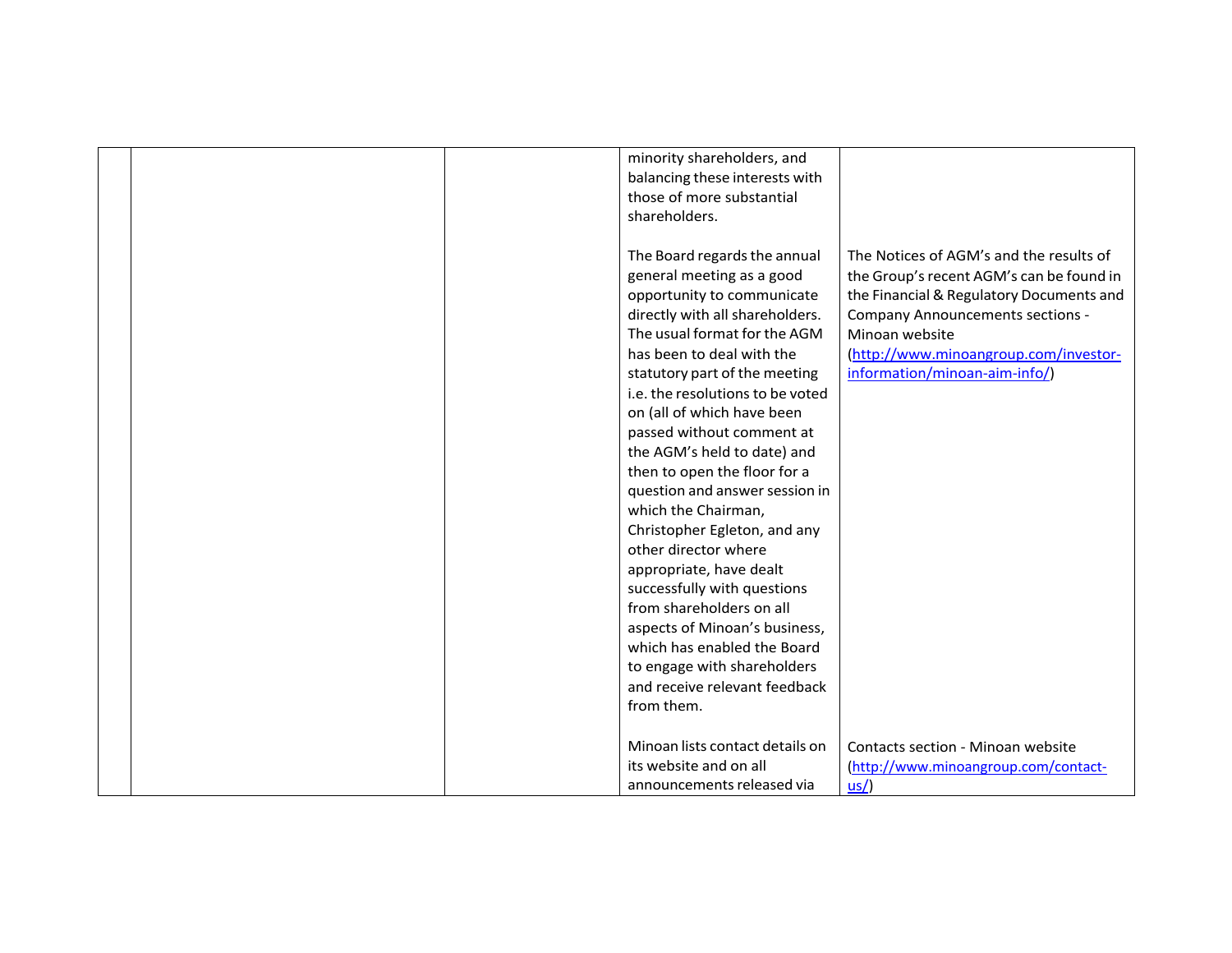|  |  |  |  |  |
|---|---|---|---|---|
|  |  |  | minority shareholders, and balancing these interests with those of more substantial shareholders. |  |
|  |  |  | The Board regards the annual general meeting as a good opportunity to communicate directly with all shareholders. The usual format for the AGM has been to deal with the statutory part of the meeting i.e. the resolutions to be voted on (all of which have been passed without comment at the AGM's held to date) and then to open the floor for a question and answer session in which the Chairman, Christopher Egleton, and any other director where appropriate, have dealt successfully with questions from shareholders on all aspects of Minoan's business, which has enabled the Board to engage with shareholders and receive relevant feedback from them. | The Notices of AGM's and the results of the Group's recent AGM's can be found in the Financial & Regulatory Documents and Company Announcements sections - Minoan website (http://www.minoangroup.com/investor-information/minoan-aim-info/) |
|  |  |  | Minoan lists contact details on its website and on all announcements released via | Contacts section - Minoan website (http://www.minoangroup.com/contact-us/) |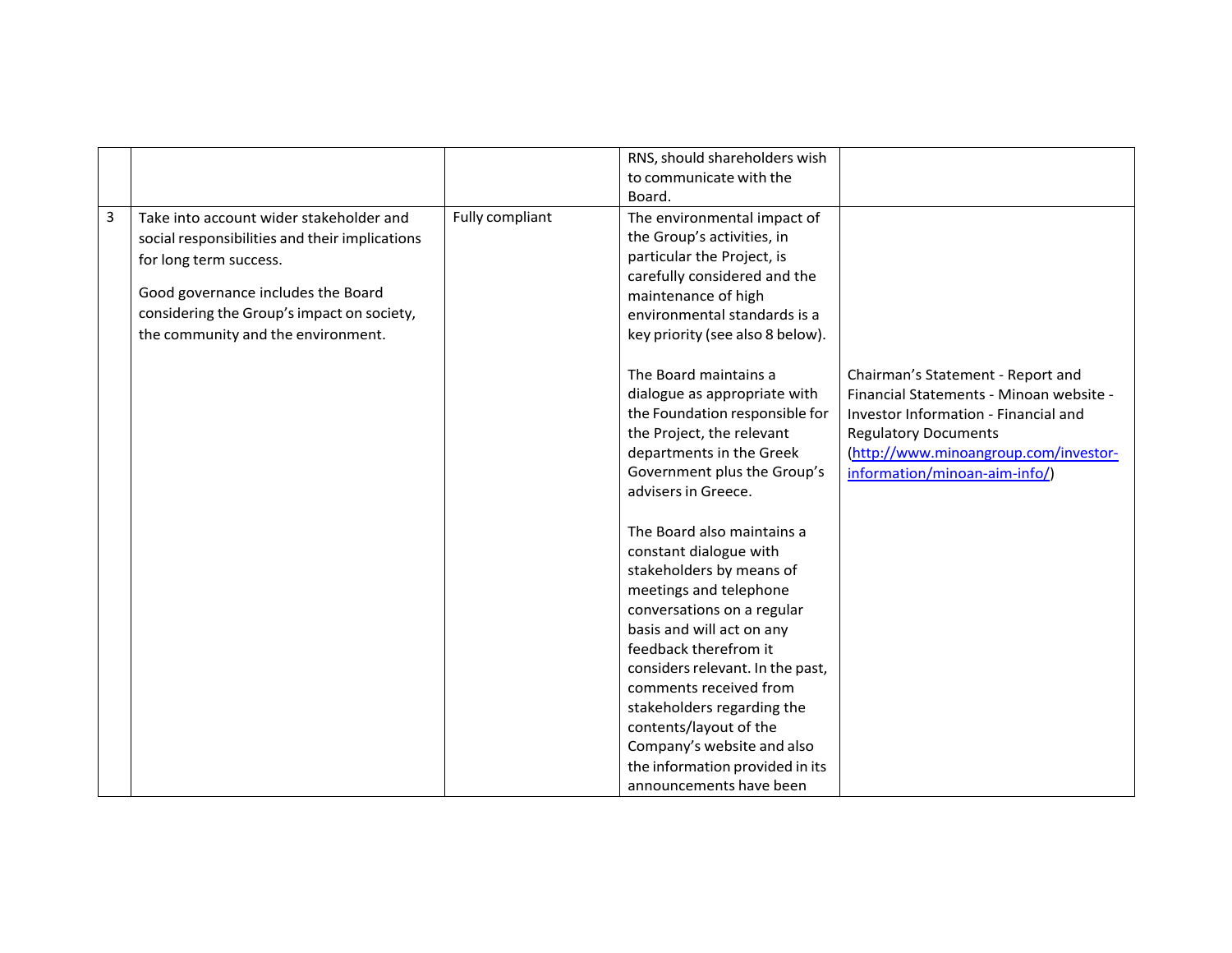| | | | | |
|---|---|---|---|---|
| | | | RNS, should shareholders wish to communicate with the Board. | |
| 3 | Take into account wider stakeholder and social responsibilities and their implications for long term success.<br><br>Good governance includes the Board considering the Group's impact on society, the community and the environment. | Fully compliant | The environmental impact of the Group's activities, in particular the Project, is carefully considered and the maintenance of high environmental standards is a key priority (see also 8 below).<br><br>The Board maintains a dialogue as appropriate with the Foundation responsible for the Project, the relevant departments in the Greek Government plus the Group's advisers in Greece.<br><br>The Board also maintains a constant dialogue with stakeholders by means of meetings and telephone conversations on a regular basis and will act on any feedback therefrom it considers relevant. In the past, comments received from stakeholders regarding the contents/layout of the Company's website and also the information provided in its announcements have been | Chairman's Statement - Report and Financial Statements - Minoan website - Investor Information - Financial and Regulatory Documents (http://www.minoangroup.com/investor-information/minoan-aim-info/) |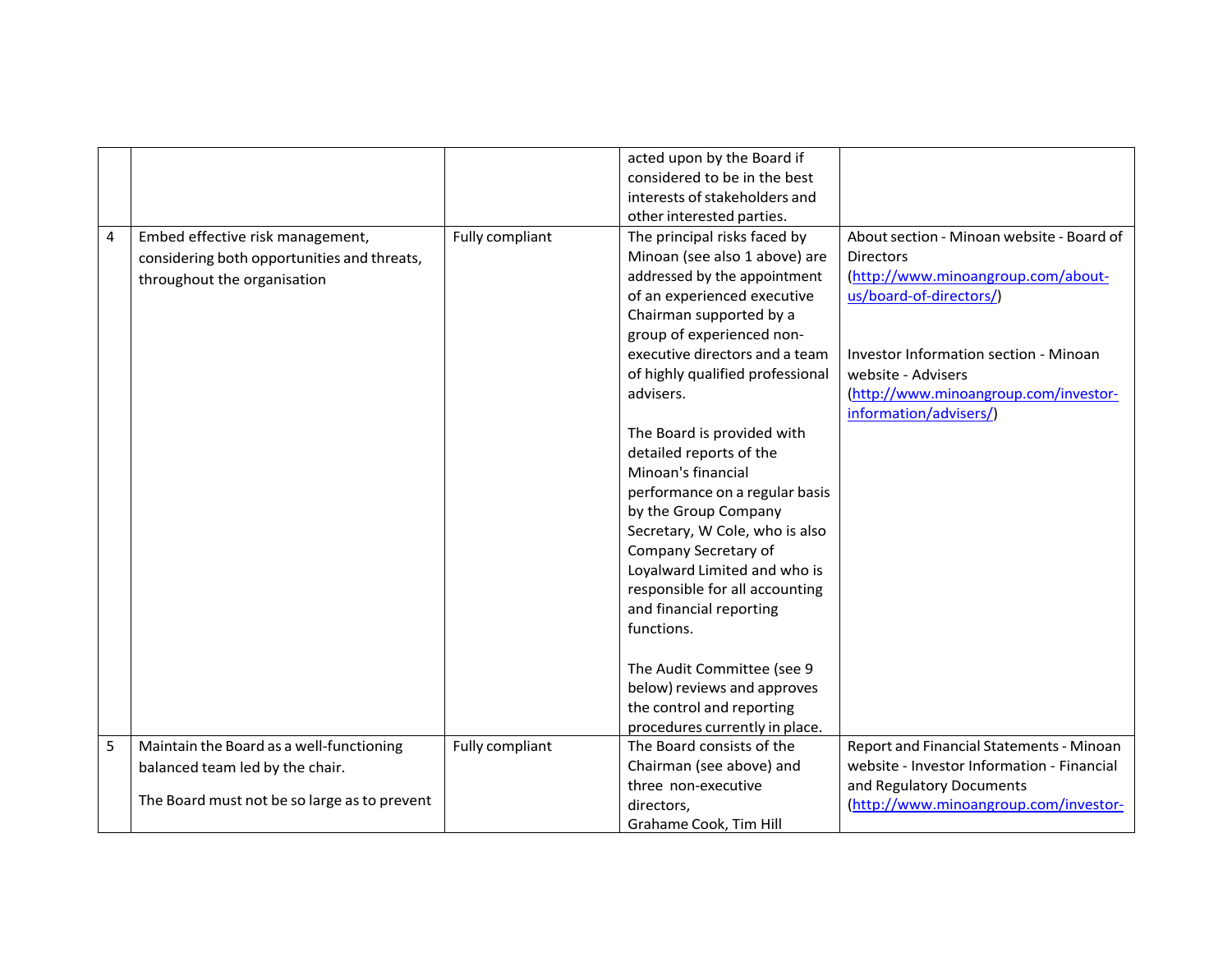| | | | | |
|---|---|---|---|---|
| | | | acted upon by the Board if considered to be in the best interests of stakeholders and other interested parties. | |
| 4 | Embed effective risk management, considering both opportunities and threats, throughout the organisation | Fully compliant | The principal risks faced by Minoan (see also 1 above) are addressed by the appointment of an experienced executive Chairman supported by a group of experienced non-executive directors and a team of highly qualified professional advisers.<br><br>The Board is provided with detailed reports of the Minoan's financial performance on a regular basis by the Group Company Secretary, W Cole, who is also Company Secretary of Loyalward Limited and who is responsible for all accounting and financial reporting functions.<br><br>The Audit Committee (see 9 below) reviews and approves the control and reporting procedures currently in place. | About section - Minoan website - Board of Directors (http://www.minoangroup.com/about-us/board-of-directors/)<br><br>Investor Information section - Minoan website - Advisers (http://www.minoangroup.com/investor-information/advisers/) |
| 5 | Maintain the Board as a well-functioning balanced team led by the chair.<br><br>The Board must not be so large as to prevent | Fully compliant | The Board consists of the Chairman (see above) and three non-executive directors, Grahame Cook, Tim Hill | Report and Financial Statements - Minoan website - Investor Information - Financial and Regulatory Documents (http://www.minoangroup.com/investor- |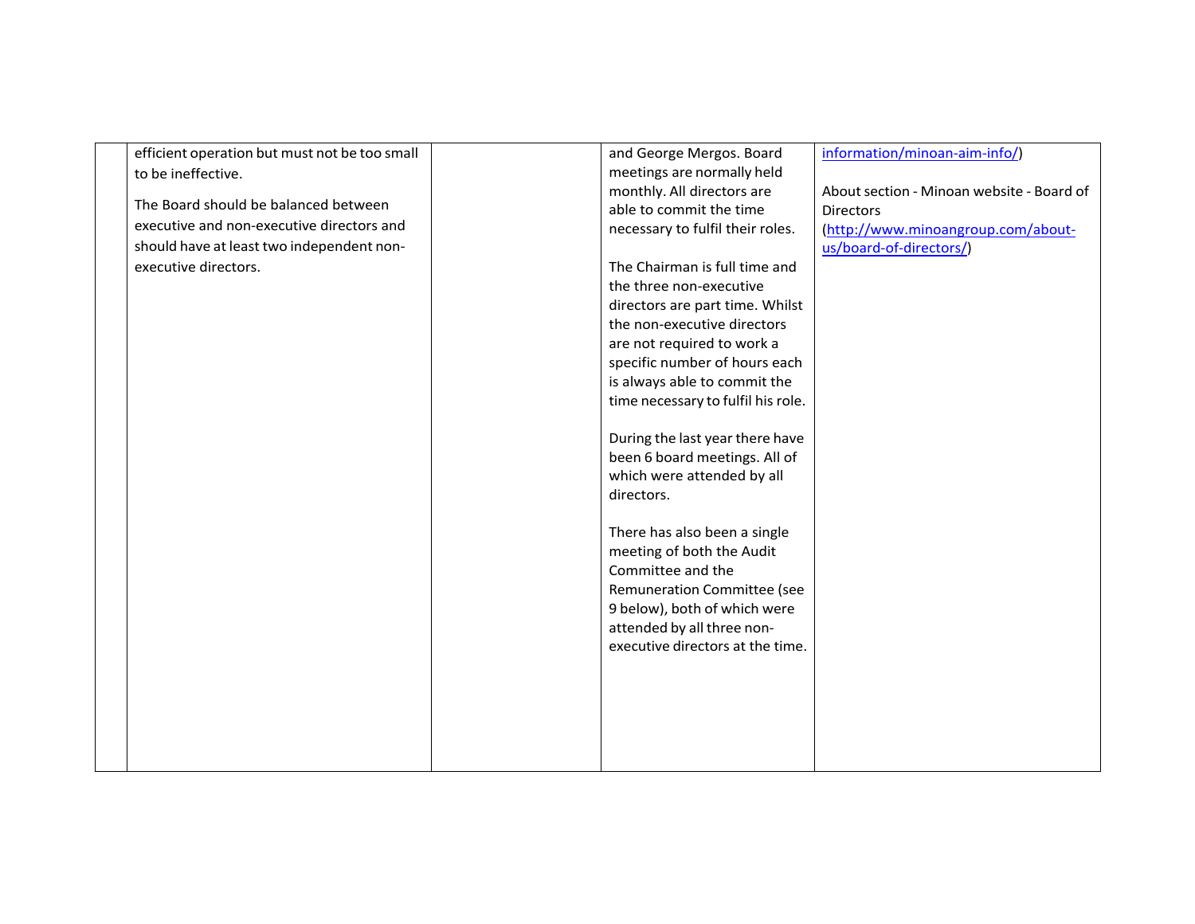| | | | | |
|---|---|---|---|---|
| | efficient operation but must not be too small to be ineffective.<br><br>The Board should be balanced between executive and non-executive directors and should have at least two independent non-executive directors. | | and George Mergos. Board meetings are normally held monthly. All directors are able to commit the time necessary to fulfil their roles.<br><br>The Chairman is full time and the three non-executive directors are part time. Whilst the non-executive directors are not required to work a specific number of hours each is always able to commit the time necessary to fulfil his role.<br><br>During the last year there have been 6 board meetings. All of which were attended by all directors.<br><br>There has also been a single meeting of both the Audit Committee and the Remuneration Committee (see 9 below), both of which were attended by all three non-executive directors at the time. | information/minoan-aim-info/)<br><br>About section - Minoan website - Board of Directors (http://www.minoangroup.com/about-us/board-of-directors/) |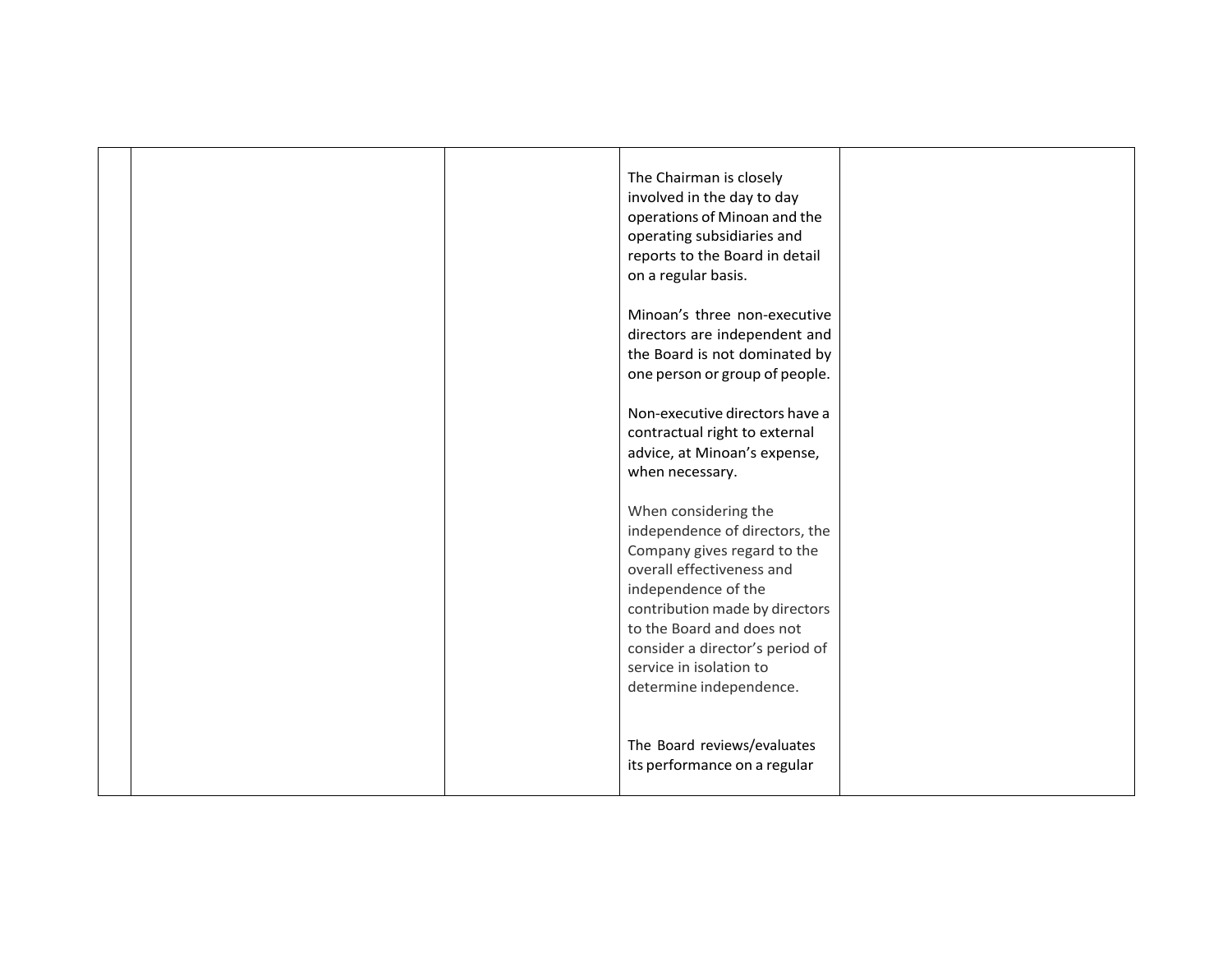|  |  |  | The Chairman is closely involved in the day to day operations of Minoan and the operating subsidiaries and reports to the Board in detail on a regular basis.<br><br>Minoan's three non-executive directors are independent and the Board is not dominated by one person or group of people.<br><br>Non-executive directors have a contractual right to external advice, at Minoan's expense, when necessary.<br><br>When considering the independence of directors, the Company gives regard to the overall effectiveness and independence of the contribution made by directors to the Board and does not consider a director's period of service in isolation to determine independence.<br><br>The Board reviews/evaluates its performance on a regular |  |
|---|---|---|---|---|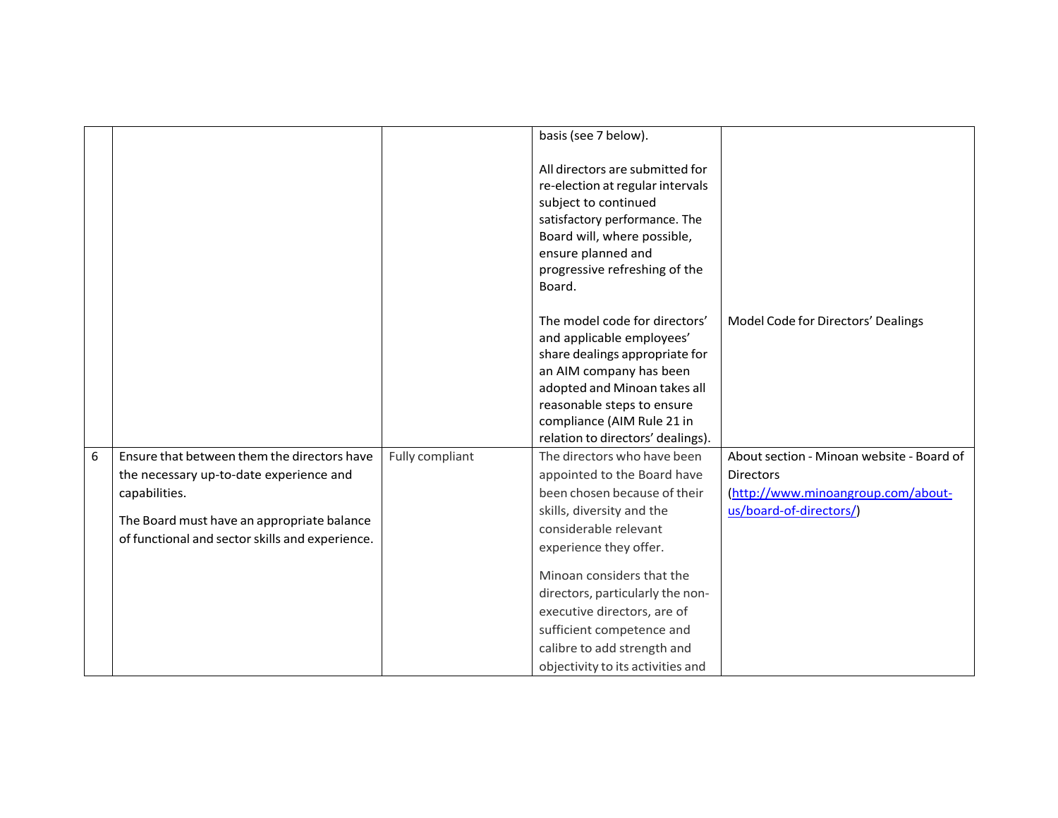| | | | | |
|---|---|---|---|---|
| | | | basis (see 7 below).<br><br>All directors are submitted for re-election at regular intervals subject to continued satisfactory performance. The Board will, where possible, ensure planned and progressive refreshing of the Board. | |
| | | | The model code for directors' and applicable employees' share dealings appropriate for an AIM company has been adopted and Minoan takes all reasonable steps to ensure compliance (AIM Rule 21 in relation to directors' dealings). | Model Code for Directors' Dealings |
| 6 | Ensure that between them the directors have the necessary up-to-date experience and capabilities.<br><br>The Board must have an appropriate balance of functional and sector skills and experience. | Fully compliant | The directors who have been appointed to the Board have been chosen because of their skills, diversity and the considerable relevant experience they offer.<br><br>Minoan considers that the directors, particularly the non-executive directors, are of sufficient competence and calibre to add strength and objectivity to its activities and | About section - Minoan website - Board of Directors ([http://www.minoangroup.com/about-us/board-of-directors/](http://www.minoangroup.com/about-us/board-of-directors/)) |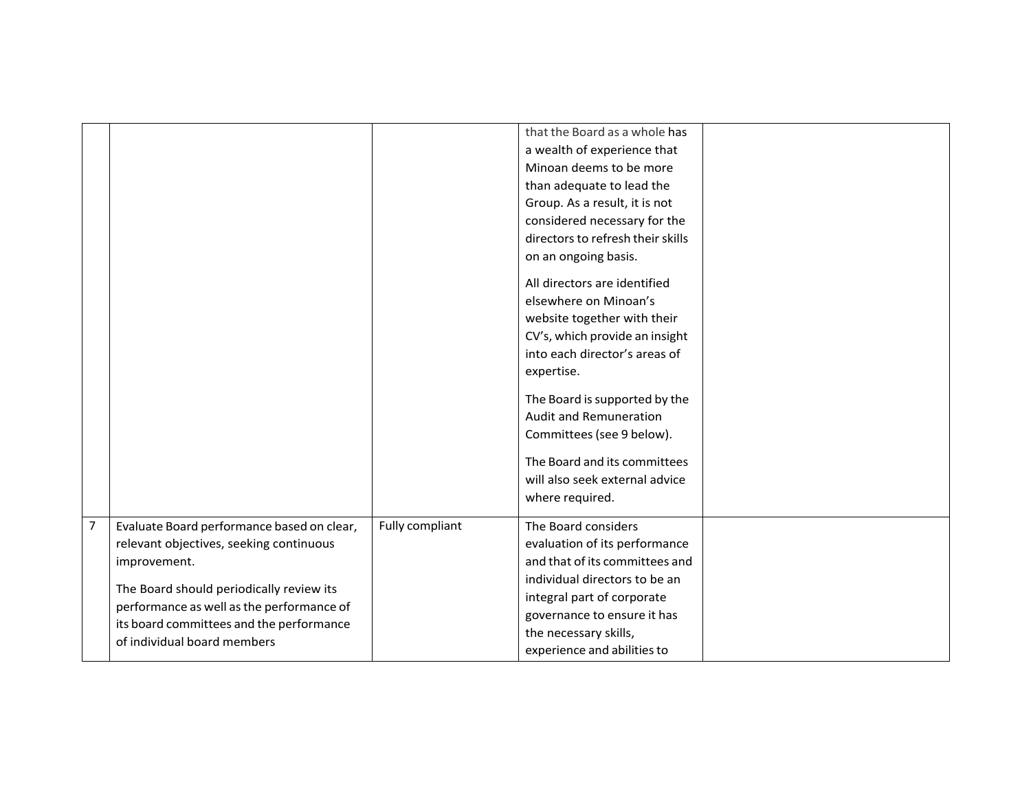| | | | | |
|---|---|---|---|---|
| | | | that the Board as a whole has a wealth of experience that Minoan deems to be more than adequate to lead the Group. As a result, it is not considered necessary for the directors to refresh their skills on an ongoing basis.<br><br>All directors are identified elsewhere on Minoan's website together with their CV's, which provide an insight into each director's areas of expertise.<br><br>The Board is supported by the Audit and Remuneration Committees (see 9 below).<br><br>The Board and its committees will also seek external advice where required. | |
| 7 | Evaluate Board performance based on clear, relevant objectives, seeking continuous improvement.<br><br>The Board should periodically review its performance as well as the performance of its board committees and the performance of individual board members | Fully compliant | The Board considers evaluation of its performance and that of its committees and individual directors to be an integral part of corporate governance to ensure it has the necessary skills, experience and abilities to | |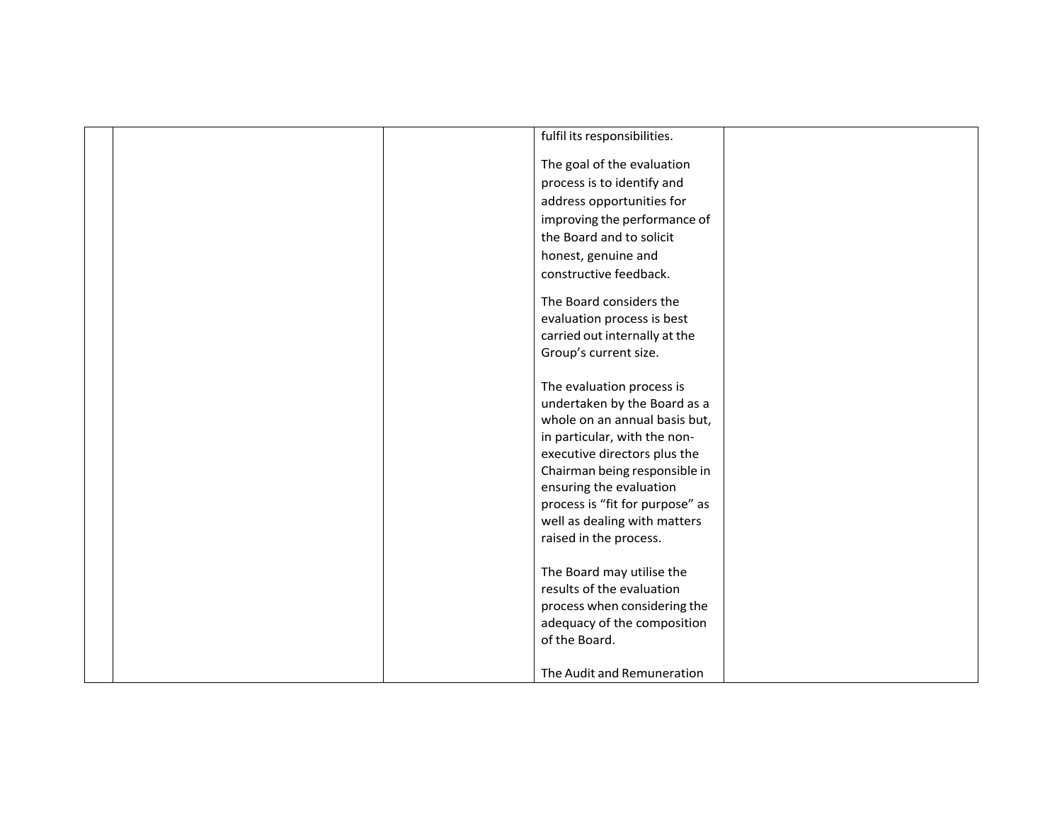| | | | | |
|---|---|---|---|---|
| | | | fulfil its responsibilities.<br><br>The goal of the evaluation process is to identify and address opportunities for improving the performance of the Board and to solicit honest, genuine and constructive feedback.<br><br>The Board considers the evaluation process is best carried out internally at the Group's current size.<br><br>The evaluation process is undertaken by the Board as a whole on an annual basis but, in particular, with the non-executive directors plus the Chairman being responsible in ensuring the evaluation process is "fit for purpose" as well as dealing with matters raised in the process.<br><br>The Board may utilise the results of the evaluation process when considering the adequacy of the composition of the Board.<br><br>The Audit and Remuneration | |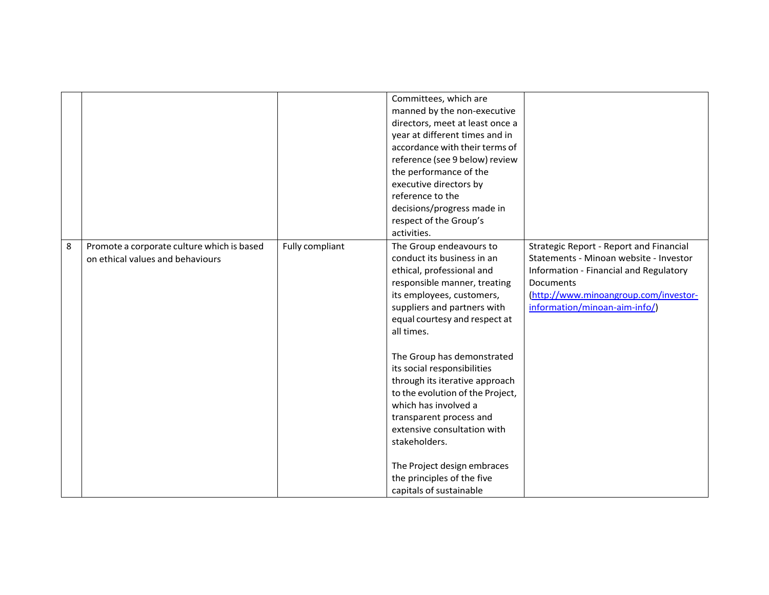| | | | | |
|---|---|---|---|---|
| | | | Committees, which are manned by the non-executive directors, meet at least once a year at different times and in accordance with their terms of reference (see 9 below) review the performance of the executive directors by reference to the decisions/progress made in respect of the Group's activities. | |
| 8 | Promote a corporate culture which is based on ethical values and behaviours | Fully compliant | The Group endeavours to conduct its business in an ethical, professional and responsible manner, treating its employees, customers, suppliers and partners with equal courtesy and respect at all times.<br><br>The Group has demonstrated its social responsibilities through its iterative approach to the evolution of the Project, which has involved a transparent process and extensive consultation with stakeholders.<br><br>The Project design embraces the principles of the five capitals of sustainable | Strategic Report - Report and Financial Statements - Minoan website - Investor Information - Financial and Regulatory Documents ([http://www.minoangroup.com/investor-information/minoan-aim-info/](http://www.minoangroup.com/investor-information/minoan-aim-info/)) |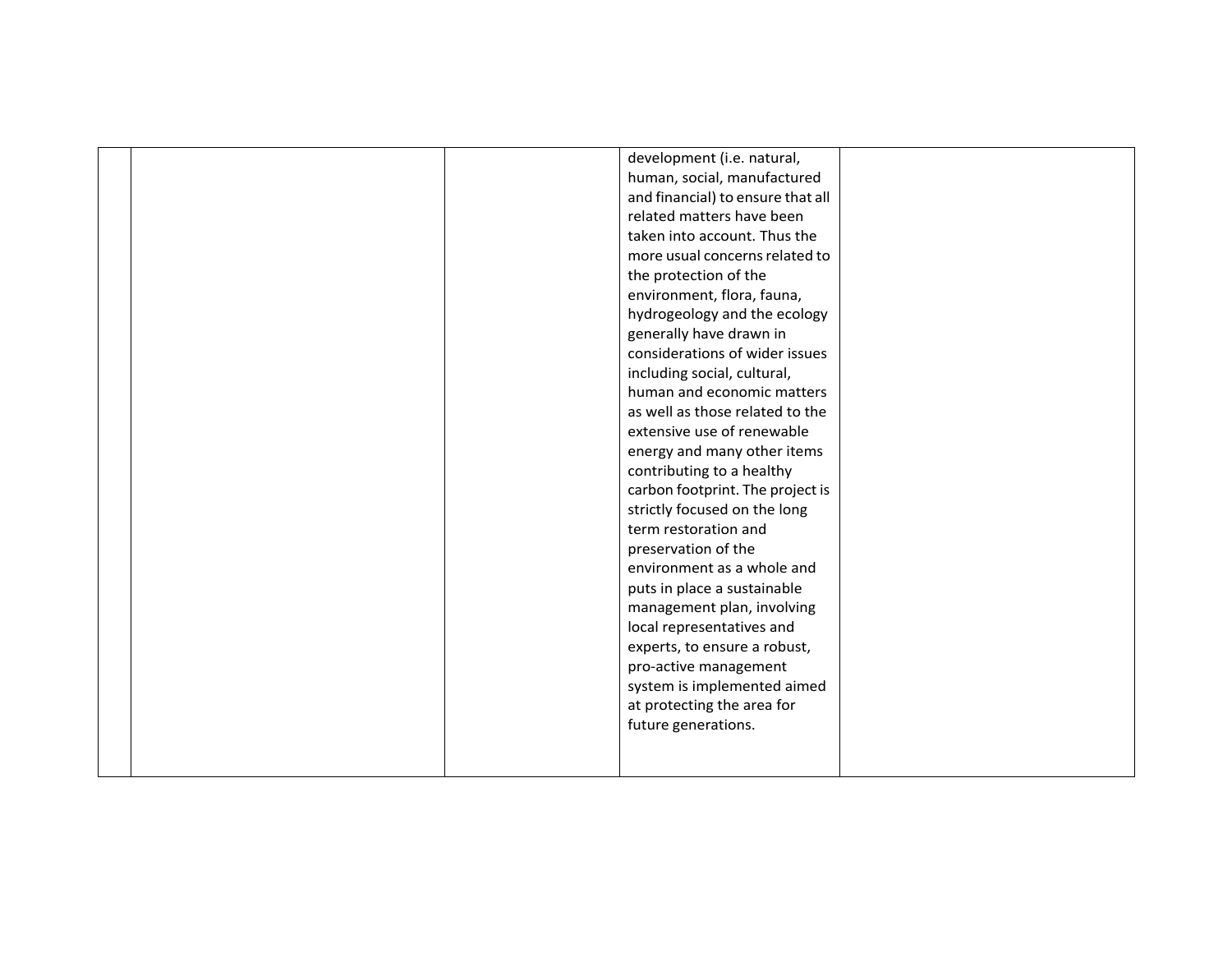|  |  |  | development (i.e. natural, human, social, manufactured and financial) to ensure that all related matters have been taken into account. Thus the more usual concerns related to the protection of the environment, flora, fauna, hydrogeology and the ecology generally have drawn in considerations of wider issues including social, cultural, human and economic matters as well as those related to the extensive use of renewable energy and many other items contributing to a healthy carbon footprint. The project is strictly focused on the long term restoration and preservation of the environment as a whole and puts in place a sustainable management plan, involving local representatives and experts, to ensure a robust, pro-active management system is implemented aimed at protecting the area for future generations. |  |
|---|---|---|---|---|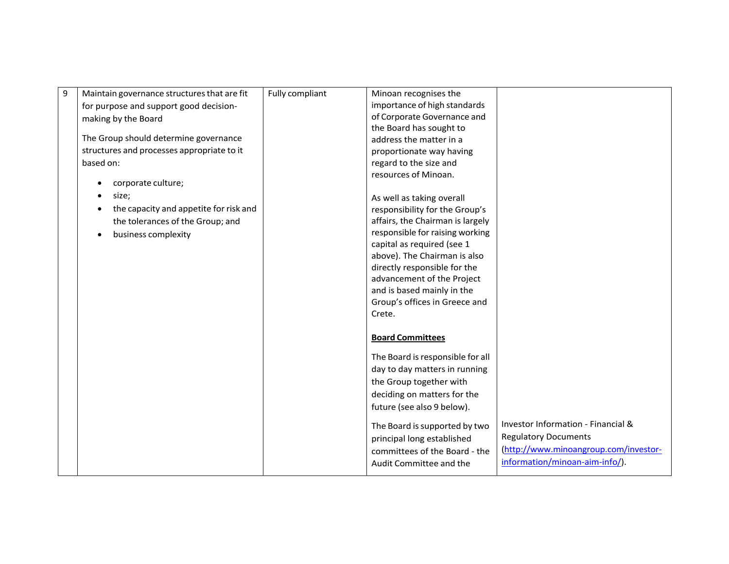| 9 | Maintain governance structures that are fit for purpose and support good decision-making by the Board<br><br>The Group should determine governance structures and processes appropriate to it based on:<br><br>• corporate culture;<br>• size;<br>• the capacity and appetite for risk and the tolerances of the Group; and<br>• business complexity | Fully compliant | Minoan recognises the importance of high standards of Corporate Governance and the Board has sought to address the matter in a proportionate way having regard to the size and resources of Minoan.<br><br>As well as taking overall responsibility for the Group's affairs, the Chairman is largely responsible for raising working capital as required (see 1 above). The Chairman is also directly responsible for the advancement of the Project and is based mainly in the Group's offices in Greece and Crete.<br><br>**<u>Board Committees</u>**<br><br>The Board is responsible for all day to day matters in running the Group together with deciding on matters for the future (see also 9 below).<br><br>The Board is supported by two principal long established committees of the Board - the Audit Committee and the | Investor Information - Financial & Regulatory Documents ([http://www.minoangroup.com/investor-information/minoan-aim-info/](http://www.minoangroup.com/investor-information/minoan-aim-info/)). |
|---|---|---|---|---|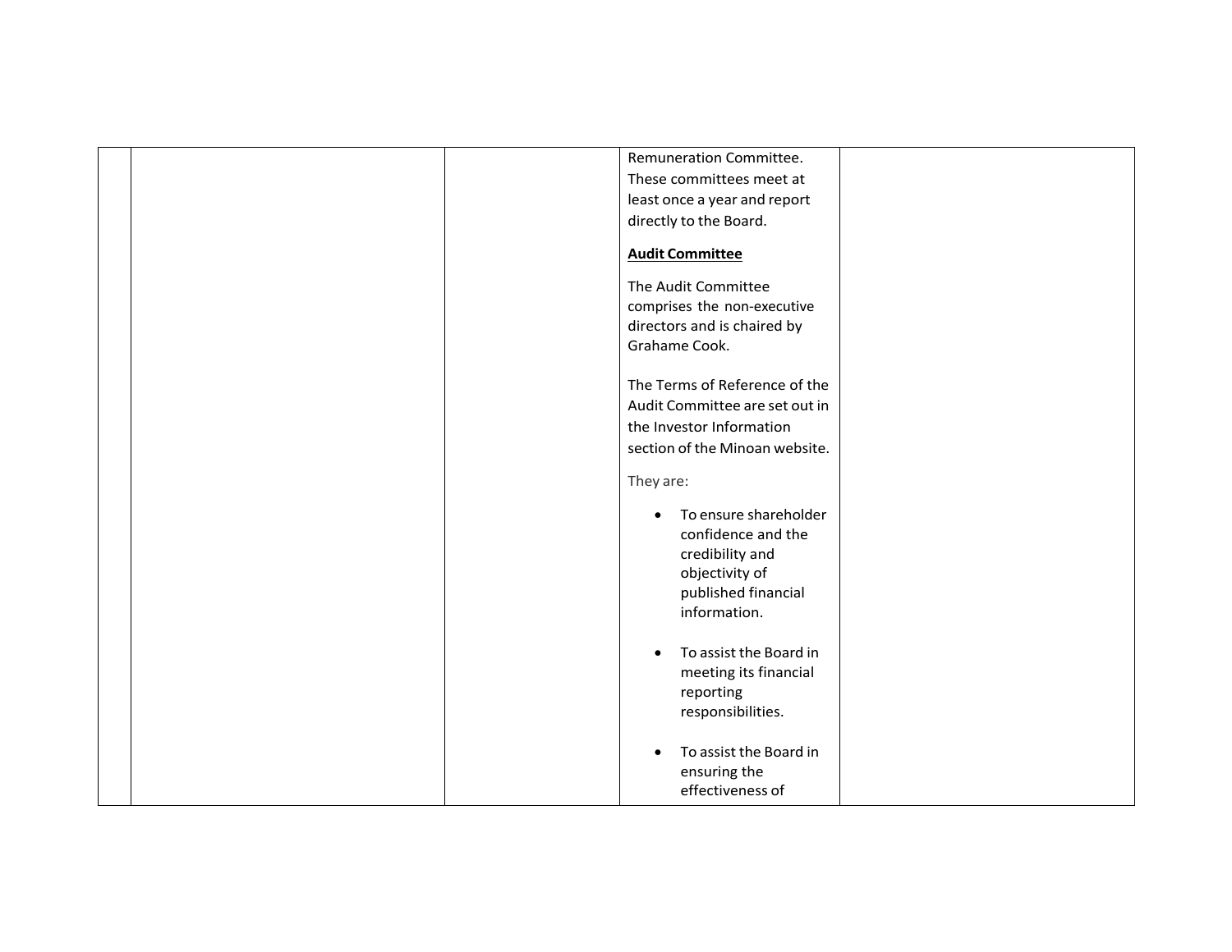| | | | Remuneration Committee. These committees meet at least once a year and report directly to the Board.<br><br>**Audit Committee**<br><br>The Audit Committee comprises the non-executive directors and is chaired by Grahame Cook.<br><br>The Terms of Reference of the Audit Committee are set out in the Investor Information section of the Minoan website.<br><br>They are:<br><br>• To ensure shareholder confidence and the credibility and objectivity of published financial information.<br><br>• To assist the Board in meeting its financial reporting responsibilities.<br><br>• To assist the Board in ensuring the effectiveness of | |
|---|---|---|---|---|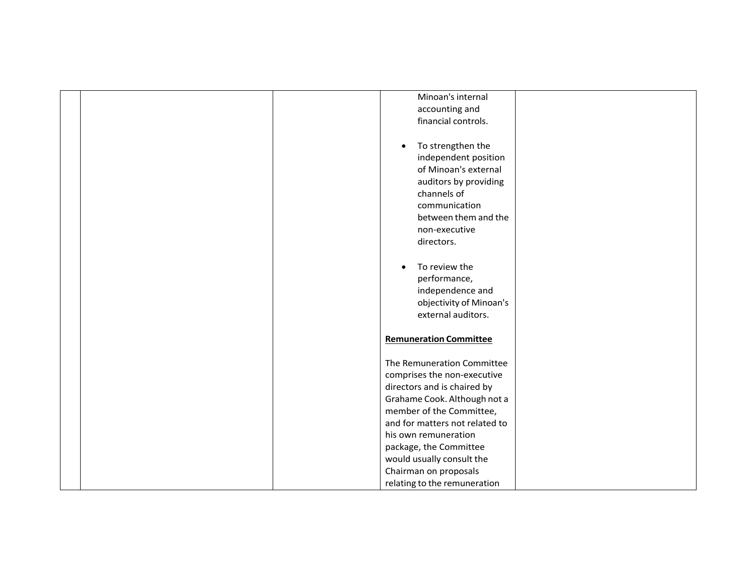|  |  |  | Minoan's internal accounting and financial controls.<br><br>• To strengthen the independent position of Minoan's external auditors by providing channels of communication between them and the non-executive directors.<br><br>• To review the performance, independence and objectivity of Minoan's external auditors.<br><br>**Remuneration Committee**<br><br>The Remuneration Committee comprises the non-executive directors and is chaired by Grahame Cook. Although not a member of the Committee, and for matters not related to his own remuneration package, the Committee would usually consult the Chairman on proposals relating to the remuneration |  |
|---|---|---|---|---|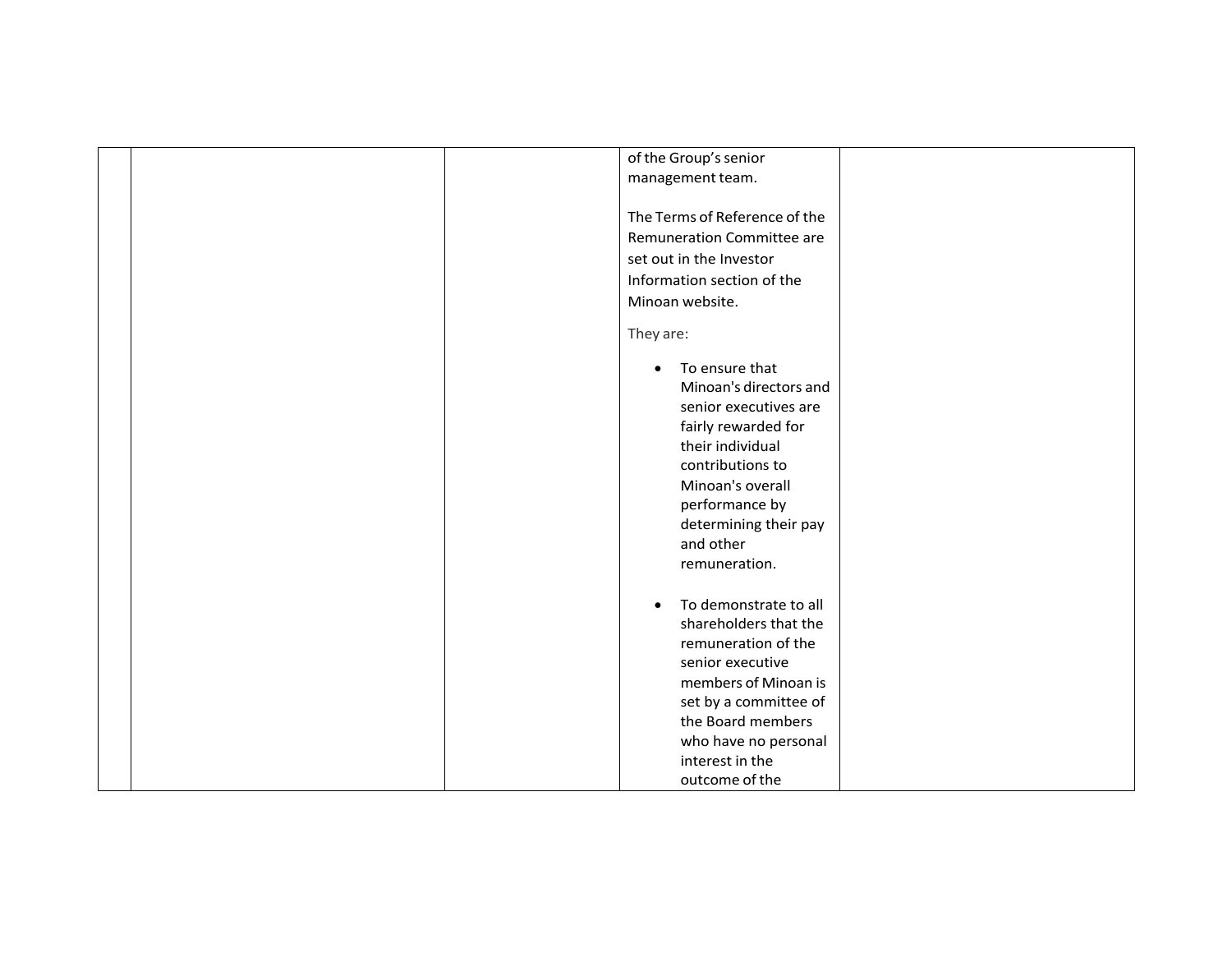|  |  |  | of the Group's senior management team.<br><br>The Terms of Reference of the Remuneration Committee are set out in the Investor Information section of the Minoan website.<br><br>They are:<br><br>• To ensure that Minoan's directors and senior executives are fairly rewarded for their individual contributions to Minoan's overall performance by determining their pay and other remuneration.<br><br>• To demonstrate to all shareholders that the remuneration of the senior executive members of Minoan is set by a committee of the Board members who have no personal interest in the outcome of the |  |
|---|---|---|---|---|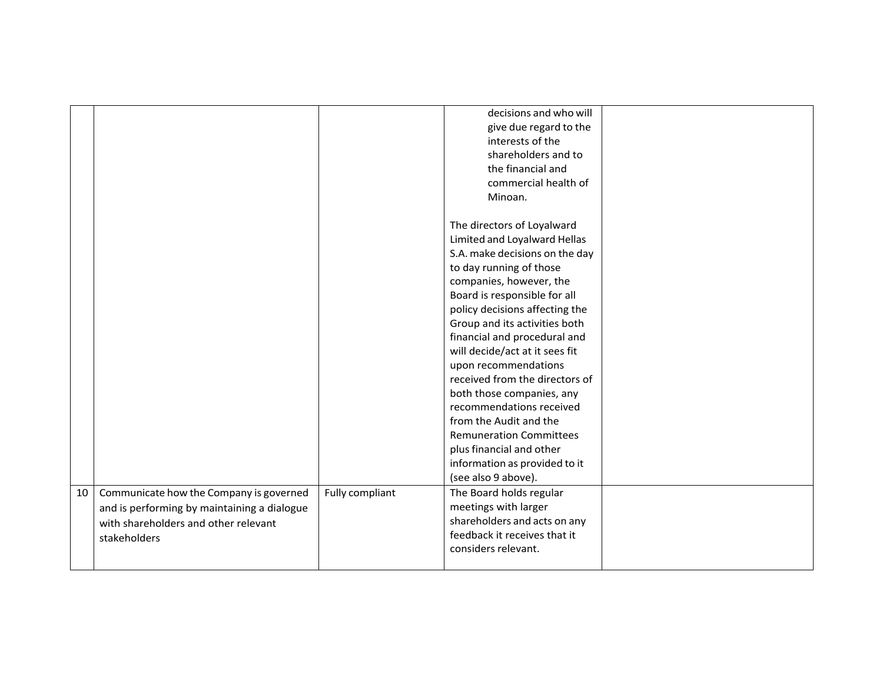| | | | | |
|---|---|---|---|---|
| | | | decisions and who will give due regard to the interests of the shareholders and to the financial and commercial health of Minoan.<br><br>The directors of Loyalward Limited and Loyalward Hellas S.A. make decisions on the day to day running of those companies, however, the Board is responsible for all policy decisions affecting the Group and its activities both financial and procedural and will decide/act at it sees fit upon recommendations received from the directors of both those companies, any recommendations received from the Audit and the Remuneration Committees plus financial and other information as provided to it (see also 9 above). | |
| 10 | Communicate how the Company is governed and is performing by maintaining a dialogue with shareholders and other relevant stakeholders | Fully compliant | The Board holds regular meetings with larger shareholders and acts on any feedback it receives that it considers relevant. | |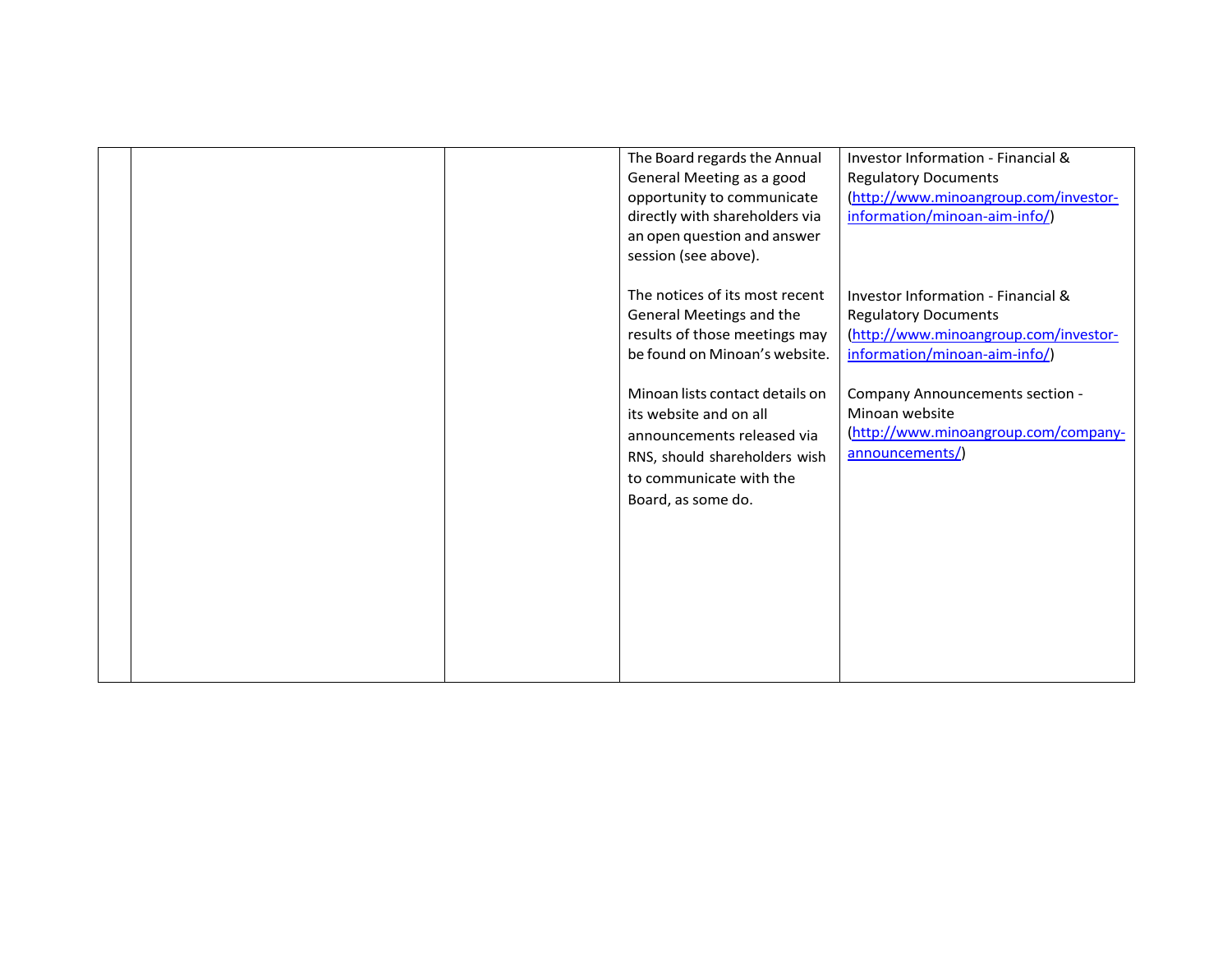| | | | | |
|---|---|---|---|---|
| | | | The Board regards the Annual General Meeting as a good opportunity to communicate directly with shareholders via an open question and answer session (see above).<br><br>The notices of its most recent General Meetings and the results of those meetings may be found on Minoan's website.<br><br>Minoan lists contact details on its website and on all announcements released via RNS, should shareholders wish to communicate with the Board, as some do. | Investor Information - Financial & Regulatory Documents (http://www.minoangroup.com/investor-information/minoan-aim-info/)<br><br>Investor Information - Financial & Regulatory Documents (http://www.minoangroup.com/investor-information/minoan-aim-info/)<br><br>Company Announcements section - Minoan website (http://www.minoangroup.com/company-announcements/) |